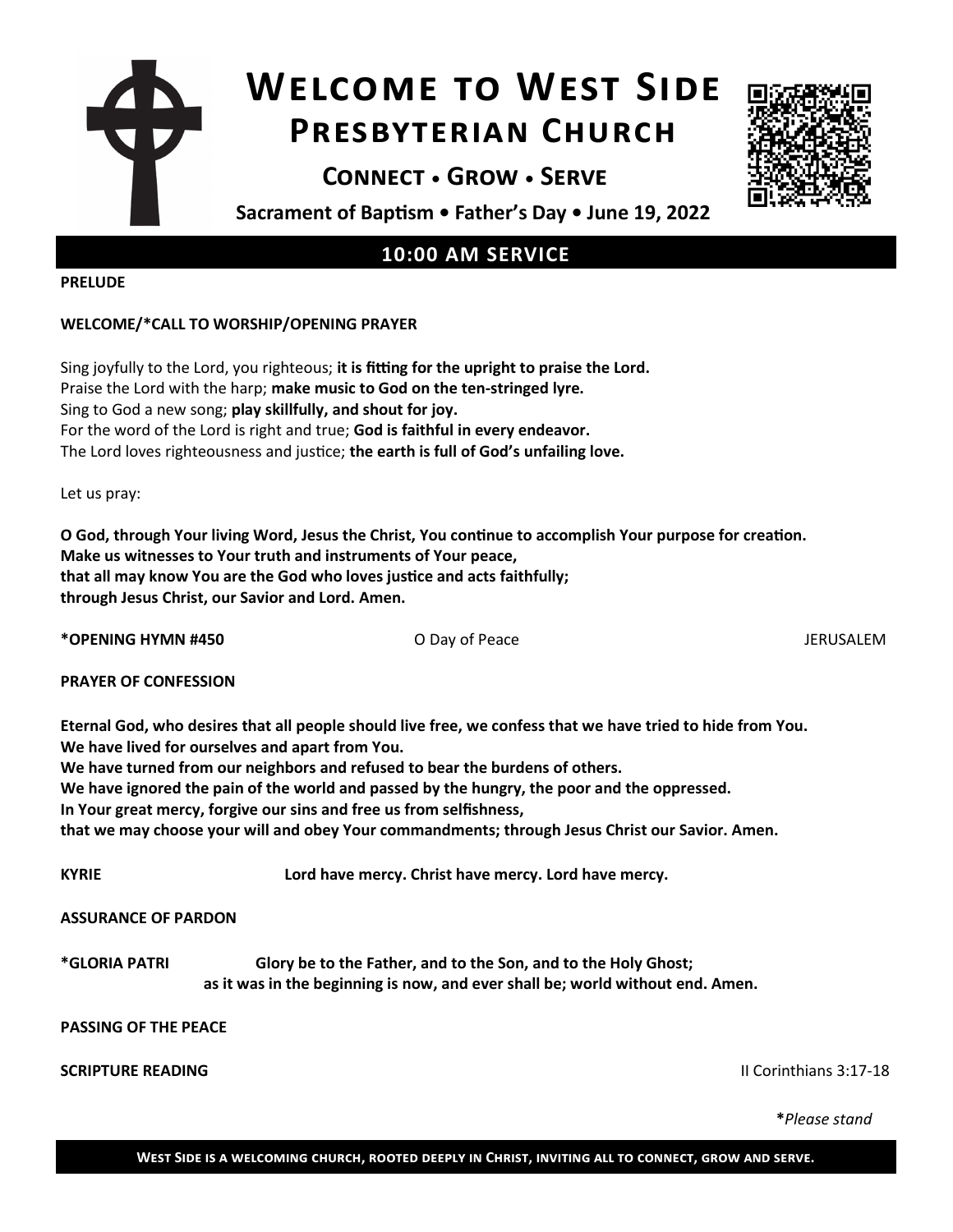# Welcome to West Side Presbyterian Church

## Connect • Grow • Serve

**Sacrament of Baptism • Father's Day • June 19, 2022**

## 10:00 AM SERVICE

**PRELUDE**

**WELCOME/*CALL TO WORSHIP/OPENING PRAYER**

Sing joyfully to the Lord, you righteous; **it is fitting for the upright to praise the Lord.**
Praise the Lord with the harp; **make music to God on the ten-stringed lyre.**
Sing to God a new song; **play skillfully, and shout for joy.**
For the word of the Lord is right and true; **God is faithful in every endeavor.**
The Lord loves righteousness and justice; **the earth is full of God's unfailing love.**

Let us pray:

**O God, through Your living Word, Jesus the Christ, You continue to accomplish Your purpose for creation.
Make us witnesses to Your truth and instruments of Your peace,
that all may know You are the God who loves justice and acts faithfully;
through Jesus Christ, our Savior and Lord. Amen.**

**\*OPENING HYMN #450** O Day of Peace JERUSALEM

**PRAYER OF CONFESSION**

**Eternal God, who desires that all people should live free, we confess that we have tried to hide from You.
We have lived for ourselves and apart from You.
We have turned from our neighbors and refused to bear the burdens of others.
We have ignored the pain of the world and passed by the hungry, the poor and the oppressed.
In Your great mercy, forgive our sins and free us from selfishness,
that we may choose your will and obey Your commandments; through Jesus Christ our Savior. Amen.**

**KYRIE** **Lord have mercy. Christ have mercy. Lord have mercy.**

**ASSURANCE OF PARDON**

**\*GLORIA PATRI** **Glory be to the Father, and to the Son, and to the Holy Ghost;
as it was in the beginning is now, and ever shall be; world without end. Amen.**

**PASSING OF THE PEACE**

**SCRIPTURE READING** II Corinthians 3:17-18

**\****Please stand*

**West Side is a welcoming church, rooted deeply in Christ, inviting all to connect, grow and serve.**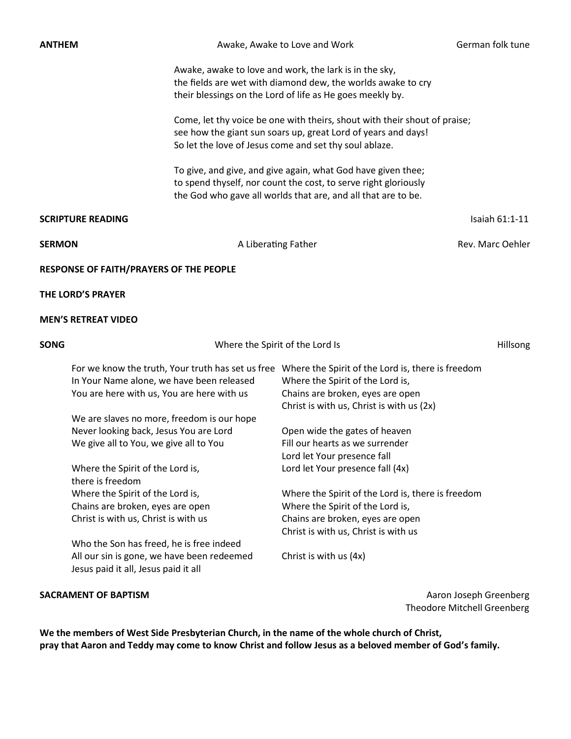**ANTHEM** — Awake, Awake to Love and Work — German folk tune

Awake, awake to love and work, the lark is in the sky,
the fields are wet with diamond dew, the worlds awake to cry
their blessings on the Lord of life as He goes meekly by.

Come, let thy voice be one with theirs, shout with their shout of praise;
see how the giant sun soars up, great Lord of years and days!
So let the love of Jesus come and set thy soul ablaze.

To give, and give, and give again, what God have given thee;
to spend thyself, nor count the cost, to serve right gloriously
the God who gave all worlds that are, and all that are to be.

**SCRIPTURE READING** — Isaiah 61:1-11

**SERMON** — A Liberating Father — Rev. Marc Oehler

**RESPONSE OF FAITH/PRAYERS OF THE PEOPLE**

**THE LORD'S PRAYER**

**MEN'S RETREAT VIDEO**

**SONG** — Where the Spirit of the Lord Is — Hillsong

For we know the truth, Your truth has set us free
In Your Name alone, we have been released
You are here with us, You are here with us

We are slaves no more, freedom is our hope
Never looking back, Jesus You are Lord
We give all to You, we give all to You

Where the Spirit of the Lord is,
there is freedom
Where the Spirit of the Lord is,
Chains are broken, eyes are open
Christ is with us, Christ is with us

Who the Son has freed, he is free indeed
All our sin is gone, we have been redeemed
Jesus paid it all, Jesus paid it all

Where the Spirit of the Lord is, there is freedom
Where the Spirit of the Lord is,
Chains are broken, eyes are open
Christ is with us, Christ is with us (2x)

Open wide the gates of heaven
Fill our hearts as we surrender
Lord let Your presence fall
Lord let Your presence fall (4x)

Where the Spirit of the Lord is, there is freedom
Where the Spirit of the Lord is,
Chains are broken, eyes are open
Christ is with us, Christ is with us

Christ is with us (4x)

**SACRAMENT OF BAPTISM** — Aaron Joseph Greenberg, Theodore Mitchell Greenberg

**We the members of West Side Presbyterian Church, in the name of the whole church of Christ, pray that Aaron and Teddy may come to know Christ and follow Jesus as a beloved member of God's family.**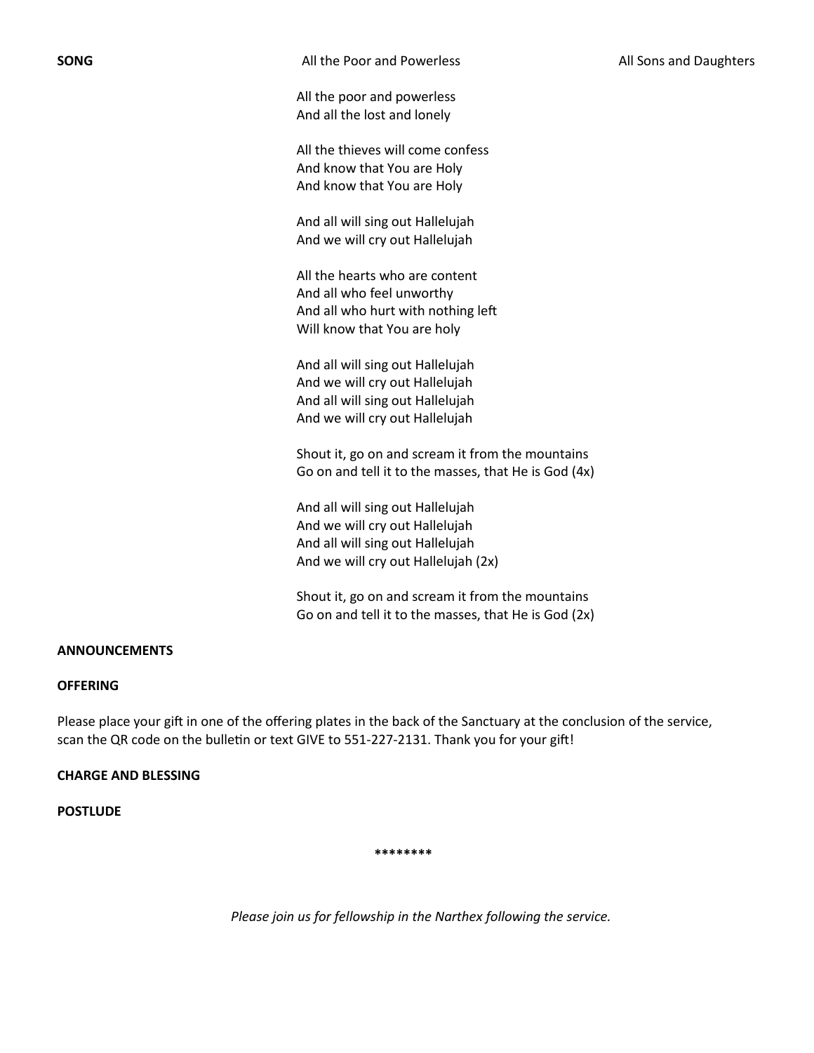**SONG** All the Poor and Powerless All Sons and Daughters

All the poor and powerless
And all the lost and lonely

All the thieves will come confess
And know that You are Holy
And know that You are Holy

And all will sing out Hallelujah
And we will cry out Hallelujah

All the hearts who are content
And all who feel unworthy
And all who hurt with nothing left
Will know that You are holy

And all will sing out Hallelujah
And we will cry out Hallelujah
And all will sing out Hallelujah
And we will cry out Hallelujah

Shout it, go on and scream it from the mountains
Go on and tell it to the masses, that He is God (4x)

And all will sing out Hallelujah
And we will cry out Hallelujah
And all will sing out Hallelujah
And we will cry out Hallelujah (2x)

Shout it, go on and scream it from the mountains
Go on and tell it to the masses, that He is God (2x)

**ANNOUNCEMENTS**

**OFFERING**

Please place your gift in one of the offering plates in the back of the Sanctuary at the conclusion of the service, scan the QR code on the bulletin or text GIVE to 551-227-2131. Thank you for your gift!

**CHARGE AND BLESSING**

**POSTLUDE**

**********

*Please join us for fellowship in the Narthex following the service.*